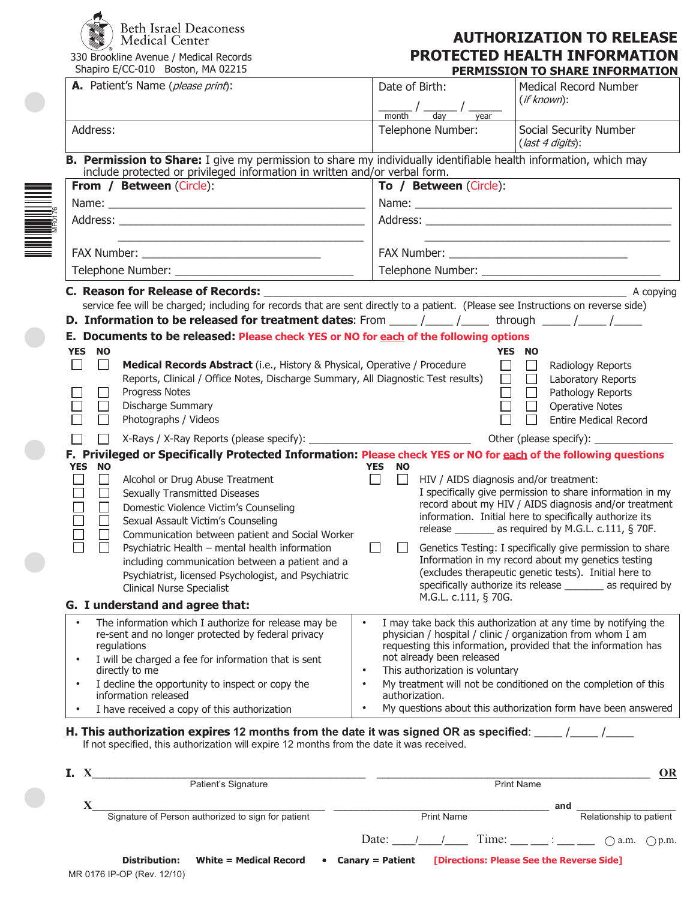Beth Israel Deaconess Medical Center
330 Brookline Avenue / Medical Records
Shapiro E/CC-010 Boston, MA 02215

# AUTHORIZATION TO RELEASE PROTECTED HEALTH INFORMATION

## PERMISSION TO SHARE INFORMATION

| **A.** Patient's Name (*please print*): | Date of Birth: ____ / ____ / ____ (month / day / year) | Medical Record Number (*if known*): |
|---|---|---|
| Address: | Telephone Number: | Social Security Number (*last 4 digits*): |

**B. Permission to Share:** I give my permission to share my individually identifiable health information, which may include protected or privileged information in written and/or verbal form.

| **From / Between** (Circle): | **To / Between** (Circle): |
|---|---|
| Name: ______________________ | Name: ______________________ |
| Address: ______________________ | Address: ______________________ |
| FAX Number: ______________________ | FAX Number: ______________________ |
| Telephone Number: ______________________ | Telephone Number: ______________________ |

**C. Reason for Release of Records:** ______________________ A copying service fee will be charged; including for records that are sent directly to a patient. (Please see Instructions on reverse side)

**D. Information to be released for treatment dates**: From ____ /____ /____ through ____ /____ /____

**E. Documents to be released:** Please check YES or NO for each of the following options

| YES | NO | | YES | NO | |
|---|---|---|---|---|---|
| ☐ | ☐ | **Medical Records Abstract** (i.e., History & Physical, Operative / Procedure Reports, Clinical / Office Notes, Discharge Summary, All Diagnostic Test results) | ☐ | ☐ | Radiology Reports |
| | | | ☐ | ☐ | Laboratory Reports |
| ☐ | ☐ | Progress Notes | ☐ | ☐ | Pathology Reports |
| ☐ | ☐ | Discharge Summary | ☐ | ☐ | Operative Notes |
| ☐ | ☐ | Photographs / Videos | ☐ | ☐ | Entire Medical Record |
| ☐ | ☐ | X-Rays / X-Ray Reports (please specify): ______________ | | | Other (please specify): ______________ |

**F. Privileged or Specifically Protected Information:** Please check YES or NO for each of the following questions

| YES | NO | | YES | NO | |
|---|---|---|---|---|---|
| ☐ | ☐ | Alcohol or Drug Abuse Treatment | ☐ | ☐ | HIV / AIDS diagnosis and/or treatment: I specifically give permission to share information in my record about my HIV / AIDS diagnosis and/or treatment information. Initial here to specifically authorize its release _______ as required by M.G.L. c.111, § 70F. |
| ☐ | ☐ | Sexually Transmitted Diseases | | | |
| ☐ | ☐ | Domestic Violence Victim's Counseling | | | |
| ☐ | ☐ | Sexual Assault Victim's Counseling | | | |
| ☐ | ☐ | Communication between patient and Social Worker | | | |
| ☐ | ☐ | Psychiatric Health – mental health information including communication between a patient and a Psychiatrist, licensed Psychologist, and Psychiatric Clinical Nurse Specialist | ☐ | ☐ | Genetics Testing: I specifically give permission to share Information in my record about my genetics testing (excludes therapeutic genetic tests). Initial here to specifically authorize its release _______ as required by M.G.L. c.111, § 70G. |

**G. I understand and agree that:**

- The information which I authorize for release may be re-sent and no longer protected by federal privacy regulations
- I will be charged a fee for information that is sent directly to me
- I decline the opportunity to inspect or copy the information released
- I have received a copy of this authorization
- I may take back this authorization at any time by notifying the physician / hospital / clinic / organization from whom I am requesting this information, provided that the information has not already been released
- This authorization is voluntary
- My treatment will not be conditioned on the completion of this authorization.
- My questions about this authorization form have been answered

**H. This authorization expires** 12 months from the date it was signed OR as specified: ____ /____ /____
If not specified, this authorization will expire 12 months from the date it was received.

**I.** X______________________ ______________________ **OR**
Patient's Signature Print Name

X______________________ ______________________ and ______________________
Signature of Person authorized to sign for patient Print Name Relationship to patient

Date: ____/____/____ Time: ___ ___ : ___ ___ ◯ a.m. ◯ p.m.

**Distribution: White = Medical Record • Canary = Patient** [Directions: Please See the Reverse Side]

MR 0176 IP-OP (Rev. 12/10)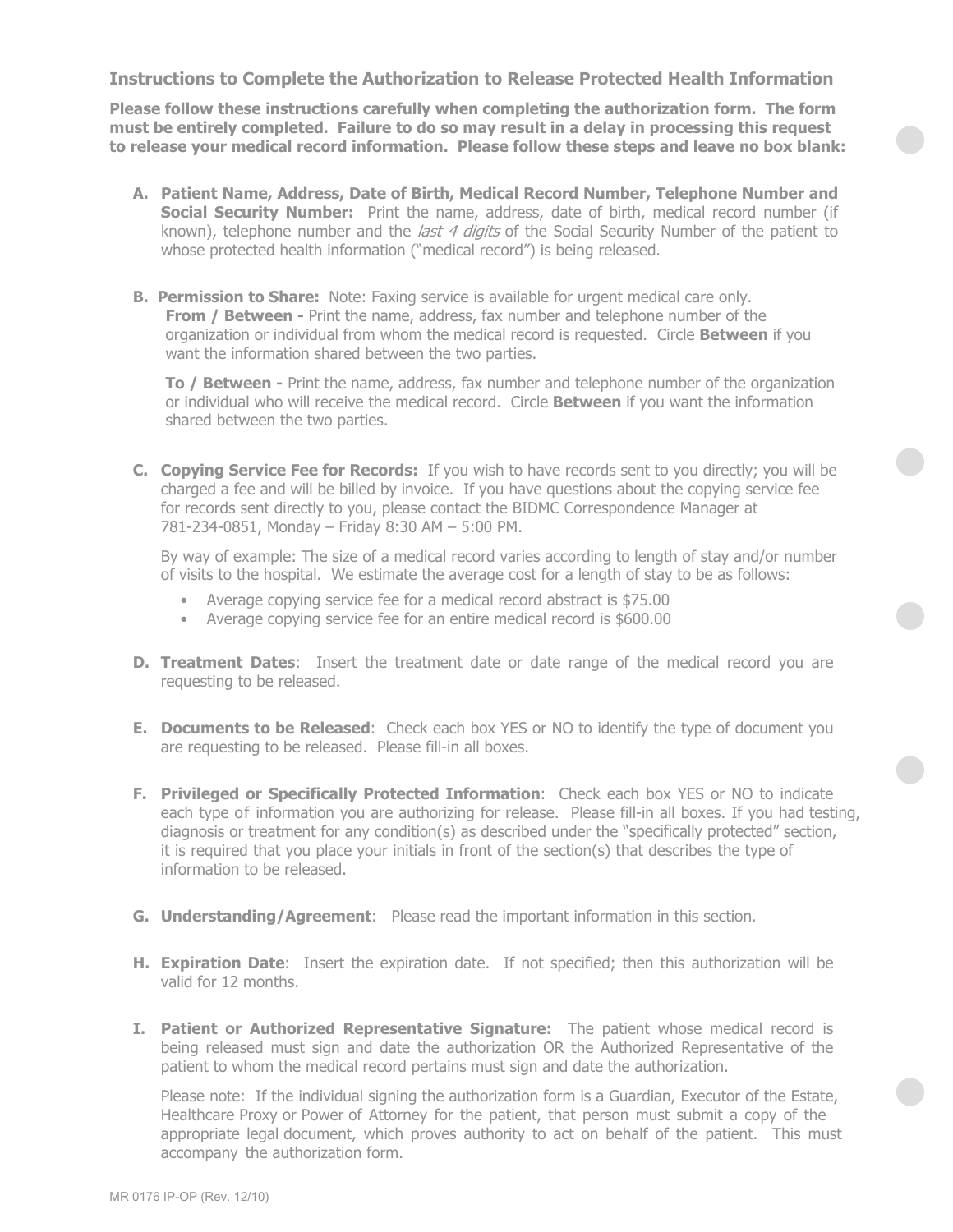## Instructions to Complete the Authorization to Release Protected Health Information

**Please follow these instructions carefully when completing the authorization form. The form must be entirely completed. Failure to do so may result in a delay in processing this request to release your medical record information. Please follow these steps and leave no box blank:**

**A. Patient Name, Address, Date of Birth, Medical Record Number, Telephone Number and Social Security Number:** Print the name, address, date of birth, medical record number (if known), telephone number and the *last 4 digits* of the Social Security Number of the patient to whose protected health information ("medical record") is being released.

**B. Permission to Share:** Note: Faxing service is available for urgent medical care only.
**From / Between -** Print the name, address, fax number and telephone number of the organization or individual from whom the medical record is requested. Circle **Between** if you want the information shared between the two parties.

**To / Between -** Print the name, address, fax number and telephone number of the organization or individual who will receive the medical record. Circle **Between** if you want the information shared between the two parties.

**C. Copying Service Fee for Records:** If you wish to have records sent to you directly; you will be charged a fee and will be billed by invoice. If you have questions about the copying service fee for records sent directly to you, please contact the BIDMC Correspondence Manager at 781-234-0851, Monday – Friday 8:30 AM – 5:00 PM.

By way of example: The size of a medical record varies according to length of stay and/or number of visits to the hospital. We estimate the average cost for a length of stay to be as follows:

- Average copying service fee for a medical record abstract is $75.00
- Average copying service fee for an entire medical record is $600.00

**D. Treatment Dates**: Insert the treatment date or date range of the medical record you are requesting to be released.

**E. Documents to be Released**: Check each box YES or NO to identify the type of document you are requesting to be released. Please fill-in all boxes.

**F. Privileged or Specifically Protected Information**: Check each box YES or NO to indicate each type of information you are authorizing for release. Please fill-in all boxes. If you had testing, diagnosis or treatment for any condition(s) as described under the "specifically protected" section, it is required that you place your initials in front of the section(s) that describes the type of information to be released.

**G. Understanding/Agreement**: Please read the important information in this section.

**H. Expiration Date**: Insert the expiration date. If not specified; then this authorization will be valid for 12 months.

**I. Patient or Authorized Representative Signature:** The patient whose medical record is being released must sign and date the authorization OR the Authorized Representative of the patient to whom the medical record pertains must sign and date the authorization.

Please note: If the individual signing the authorization form is a Guardian, Executor of the Estate, Healthcare Proxy or Power of Attorney for the patient, that person must submit a copy of the appropriate legal document, which proves authority to act on behalf of the patient. This must accompany the authorization form.

MR 0176 IP-OP (Rev. 12/10)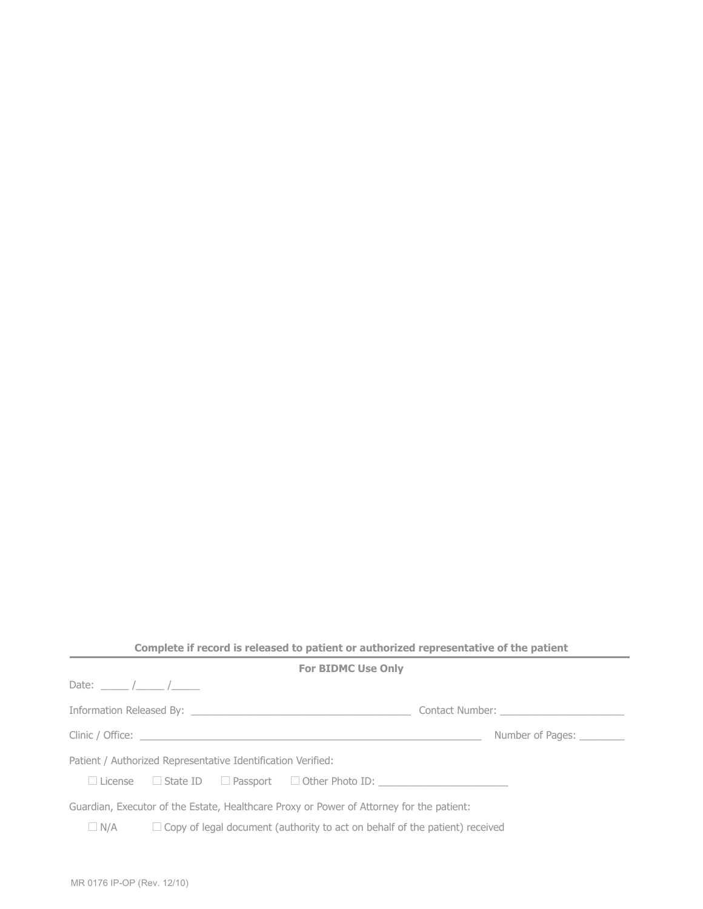**Complete if record is released to patient or authorized representative of the patient**

---

**For BIDMC Use Only**

Date: _____ /_____ /_____

Information Released By: ______________________________________ Contact Number: _____________________

Clinic / Office: ___________________________________________________________ Number of Pages: ________

Patient / Authorized Representative Identification Verified:

☐ License ☐ State ID ☐ Passport ☐ Other Photo ID: ______________________

Guardian, Executor of the Estate, Healthcare Proxy or Power of Attorney for the patient:

☐ N/A ☐ Copy of legal document (authority to act on behalf of the patient) received

MR 0176 IP-OP (Rev. 12/10)